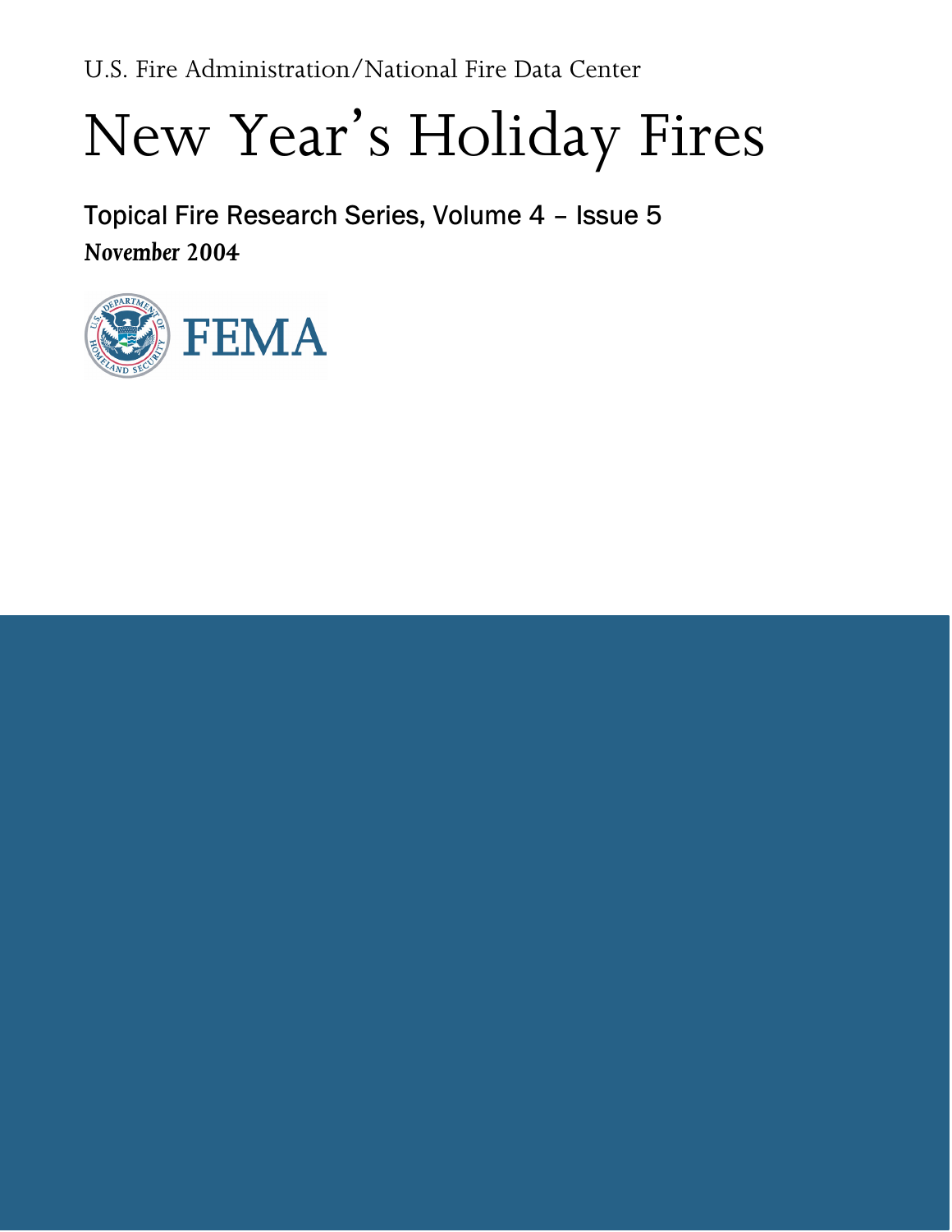U.S. Fire Administration/National Fire Data Center

# New Year's Holiday Fires

Topical Fire Research Series, Volume 4 – Issue 5

*November 2004*

FEMA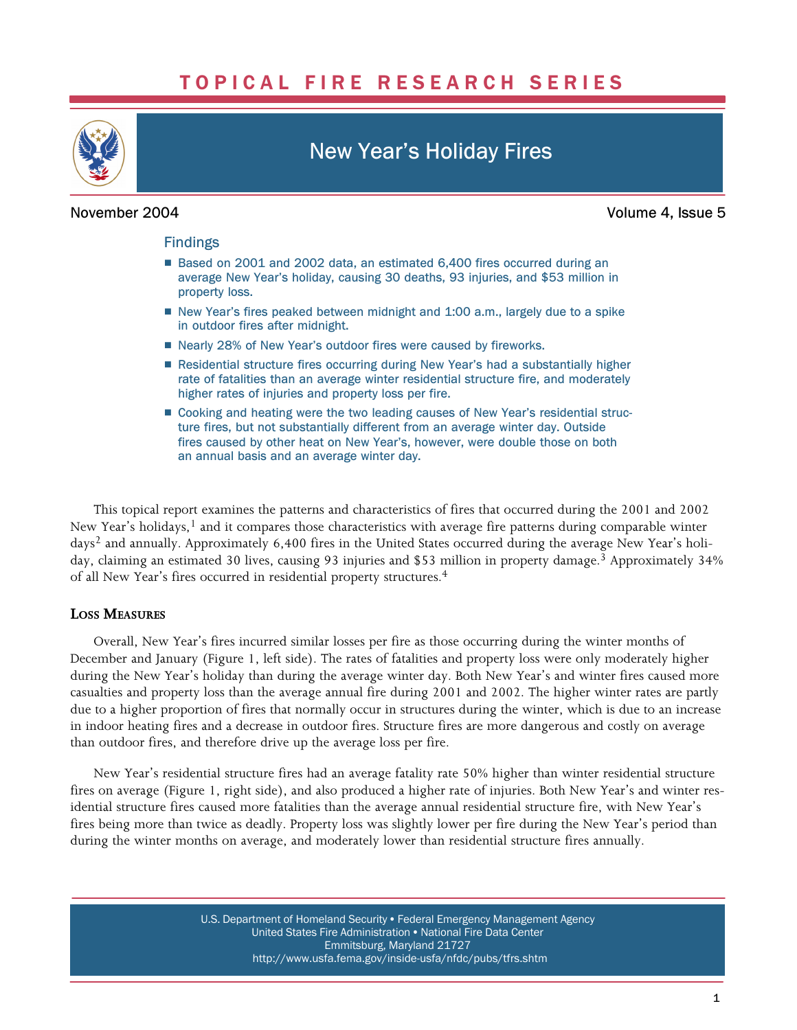# TOPICAL FIRE RESEARCH SERIES

## New Year's Holiday Fires

November 2004 — Volume 4, Issue 5

### Findings

- Based on 2001 and 2002 data, an estimated 6,400 fires occurred during an average New Year's holiday, causing 30 deaths, 93 injuries, and $53 million in property loss.
- New Year's fires peaked between midnight and 1:00 a.m., largely due to a spike in outdoor fires after midnight.
- Nearly 28% of New Year's outdoor fires were caused by fireworks.
- Residential structure fires occurring during New Year's had a substantially higher rate of fatalities than an average winter residential structure fire, and moderately higher rates of injuries and property loss per fire.
- Cooking and heating were the two leading causes of New Year's residential structure fires, but not substantially different from an average winter day. Outside fires caused by other heat on New Year's, however, were double those on both an annual basis and an average winter day.

This topical report examines the patterns and characteristics of fires that occurred during the 2001 and 2002 New Year's holidays,[1] and it compares those characteristics with average fire patterns during comparable winter days[2] and annually. Approximately 6,400 fires in the United States occurred during the average New Year's holiday, claiming an estimated 30 lives, causing 93 injuries and $53 million in property damage.[3] Approximately 34% of all New Year's fires occurred in residential property structures.[4]

### Loss Measures

Overall, New Year's fires incurred similar losses per fire as those occurring during the winter months of December and January (Figure 1, left side). The rates of fatalities and property loss were only moderately higher during the New Year's holiday than during the average winter day. Both New Year's and winter fires caused more casualties and property loss than the average annual fire during 2001 and 2002. The higher winter rates are partly due to a higher proportion of fires that normally occur in structures during the winter, which is due to an increase in indoor heating fires and a decrease in outdoor fires. Structure fires are more dangerous and costly on average than outdoor fires, and therefore drive up the average loss per fire.

New Year's residential structure fires had an average fatality rate 50% higher than winter residential structure fires on average (Figure 1, right side), and also produced a higher rate of injuries. Both New Year's and winter residential structure fires caused more fatalities than the average annual residential structure fire, with New Year's fires being more than twice as deadly. Property loss was slightly lower per fire during the New Year's period than during the winter months on average, and moderately lower than residential structure fires annually.

U.S. Department of Homeland Security • Federal Emergency Management Agency
United States Fire Administration • National Fire Data Center
Emmitsburg, Maryland 21727
http://www.usfa.fema.gov/inside-usfa/nfdc/pubs/tfrs.shtm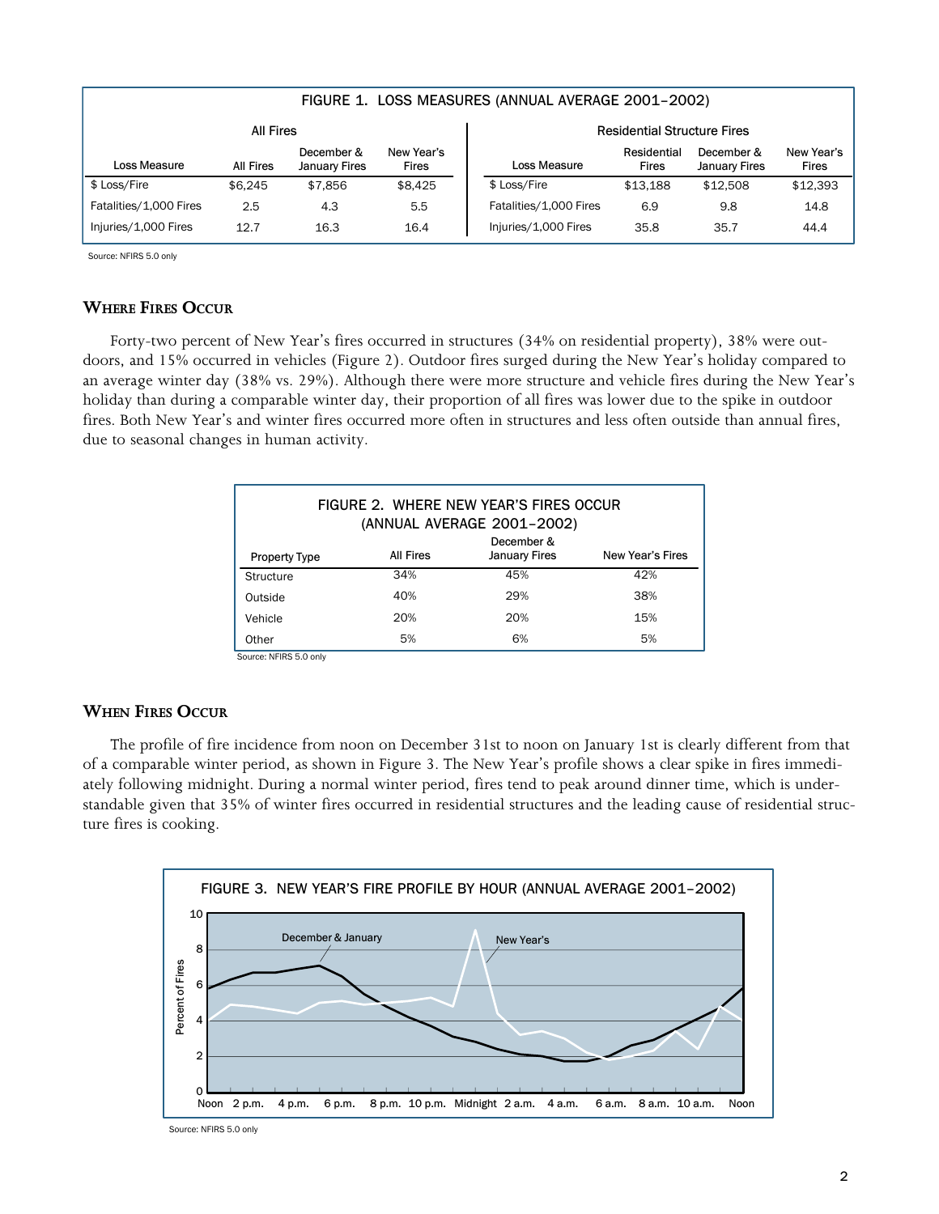FIGURE 1. LOSS MEASURES (ANNUAL AVERAGE 2001–2002)

| All Fires | | | | Residential Structure Fires | | | |
|---|---|---|---|---|---|---|---|
| Loss Measure | All Fires | December & January Fires | New Year's Fires | Loss Measure | Residential Fires | December & January Fires | New Year's Fires |
| $ Loss/Fire | $6,245 | $7,856 | $8,425 | $ Loss/Fire | $13,188 | $12,508 | $12,393 |
| Fatalities/1,000 Fires | 2.5 | 4.3 | 5.5 | Fatalities/1,000 Fires | 6.9 | 9.8 | 14.8 |
| Injuries/1,000 Fires | 12.7 | 16.3 | 16.4 | Injuries/1,000 Fires | 35.8 | 35.7 | 44.4 |

Source: NFIRS 5.0 only

## Where Fires Occur

Forty-two percent of New Year's fires occurred in structures (34% on residential property), 38% were outdoors, and 15% occurred in vehicles (Figure 2). Outdoor fires surged during the New Year's holiday compared to an average winter day (38% vs. 29%). Although there were more structure and vehicle fires during the New Year's holiday than during a comparable winter day, their proportion of all fires was lower due to the spike in outdoor fires. Both New Year's and winter fires occurred more often in structures and less often outside than annual fires, due to seasonal changes in human activity.

FIGURE 2. WHERE NEW YEAR'S FIRES OCCUR (ANNUAL AVERAGE 2001–2002)

| Property Type | All Fires | December & January Fires | New Year's Fires |
|---|---|---|---|
| Structure | 34% | 45% | 42% |
| Outside | 40% | 29% | 38% |
| Vehicle | 20% | 20% | 15% |
| Other | 5% | 6% | 5% |

Source: NFIRS 5.0 only

## When Fires Occur

The profile of fire incidence from noon on December 31st to noon on January 1st is clearly different from that of a comparable winter period, as shown in Figure 3. The New Year's profile shows a clear spike in fires immediately following midnight. During a normal winter period, fires tend to peak around dinner time, which is understandable given that 35% of winter fires occurred in residential structures and the leading cause of residential structure fires is cooking.

FIGURE 3. NEW YEAR'S FIRE PROFILE BY HOUR (ANNUAL AVERAGE 2001–2002)

Source: NFIRS 5.0 only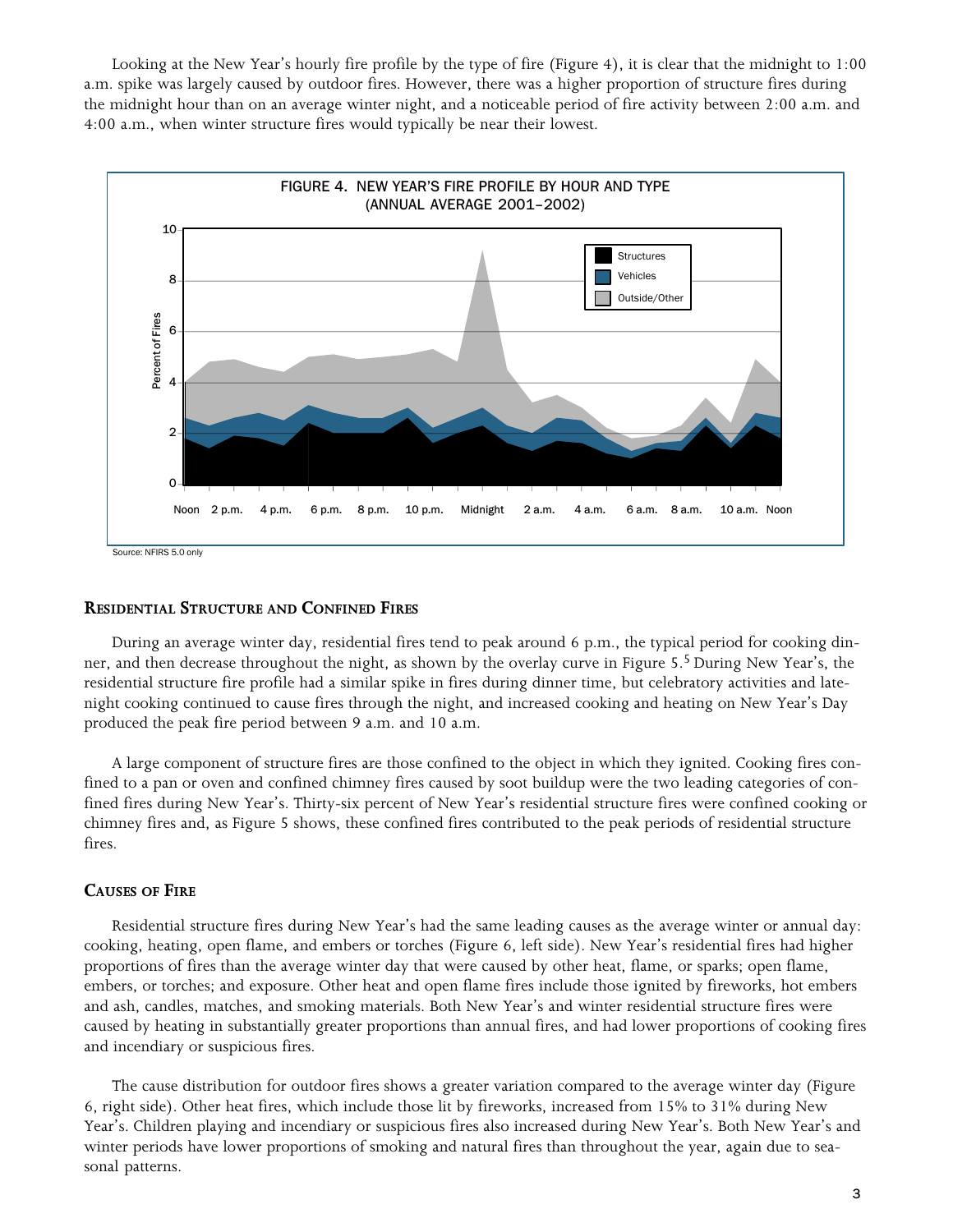Looking at the New Year's hourly fire profile by the type of fire (Figure 4), it is clear that the midnight to 1:00 a.m. spike was largely caused by outdoor fires. However, there was a higher proportion of structure fires during the midnight hour than on an average winter night, and a noticeable period of fire activity between 2:00 a.m. and 4:00 a.m., when winter structure fires would typically be near their lowest.

FIGURE 4. NEW YEAR'S FIRE PROFILE BY HOUR AND TYPE (ANNUAL AVERAGE 2001–2002)

Source: NFIRS 5.0 only

## Residential Structure and Confined Fires

During an average winter day, residential fires tend to peak around 6 p.m., the typical period for cooking dinner, and then decrease throughout the night, as shown by the overlay curve in Figure 5.[5] During New Year's, the residential structure fire profile had a similar spike in fires during dinner time, but celebratory activities and late-night cooking continued to cause fires through the night, and increased cooking and heating on New Year's Day produced the peak fire period between 9 a.m. and 10 a.m.

A large component of structure fires are those confined to the object in which they ignited. Cooking fires confined to a pan or oven and confined chimney fires caused by soot buildup were the two leading categories of confined fires during New Year's. Thirty-six percent of New Year's residential structure fires were confined cooking or chimney fires and, as Figure 5 shows, these confined fires contributed to the peak periods of residential structure fires.

## Causes of Fire

Residential structure fires during New Year's had the same leading causes as the average winter or annual day: cooking, heating, open flame, and embers or torches (Figure 6, left side). New Year's residential fires had higher proportions of fires than the average winter day that were caused by other heat, flame, or sparks; open flame, embers, or torches; and exposure. Other heat and open flame fires include those ignited by fireworks, hot embers and ash, candles, matches, and smoking materials. Both New Year's and winter residential structure fires were caused by heating in substantially greater proportions than annual fires, and had lower proportions of cooking fires and incendiary or suspicious fires.

The cause distribution for outdoor fires shows a greater variation compared to the average winter day (Figure 6, right side). Other heat fires, which include those lit by fireworks, increased from 15% to 31% during New Year's. Children playing and incendiary or suspicious fires also increased during New Year's. Both New Year's and winter periods have lower proportions of smoking and natural fires than throughout the year, again due to seasonal patterns.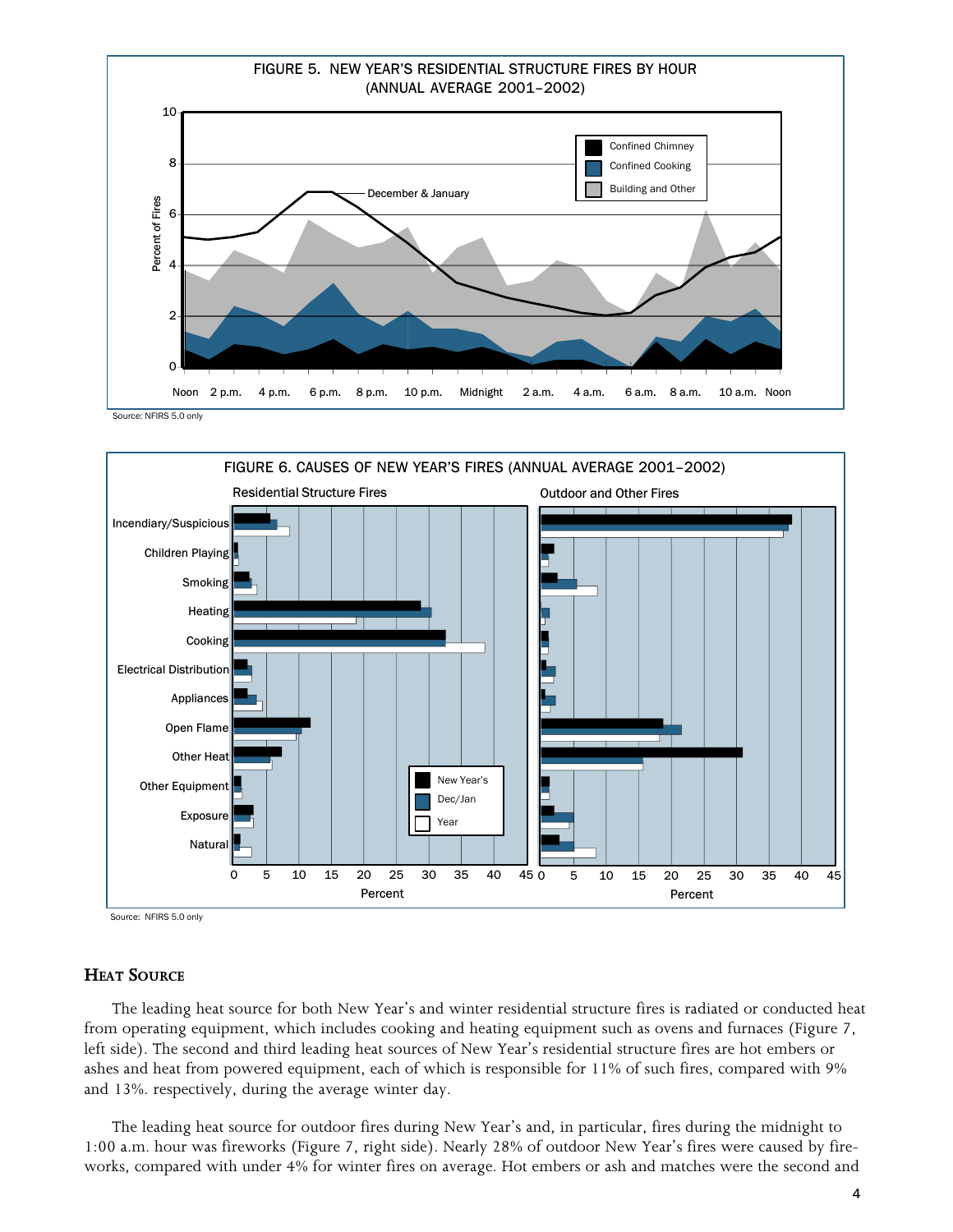FIGURE 5. NEW YEAR'S RESIDENTIAL STRUCTURE FIRES BY HOUR (ANNUAL AVERAGE 2001–2002)

Source: NFIRS 5.0 only

FIGURE 6. CAUSES OF NEW YEAR'S FIRES (ANNUAL AVERAGE 2001–2002)

Source: NFIRS 5.0 only

## Heat Source

The leading heat source for both New Year's and winter residential structure fires is radiated or conducted heat from operating equipment, which includes cooking and heating equipment such as ovens and furnaces (Figure 7, left side). The second and third leading heat sources of New Year's residential structure fires are hot embers or ashes and heat from powered equipment, each of which is responsible for 11% of such fires, compared with 9% and 13%. respectively, during the average winter day.

The leading heat source for outdoor fires during New Year's and, in particular, fires during the midnight to 1:00 a.m. hour was fireworks (Figure 7, right side). Nearly 28% of outdoor New Year's fires were caused by fireworks, compared with under 4% for winter fires on average. Hot embers or ash and matches were the second and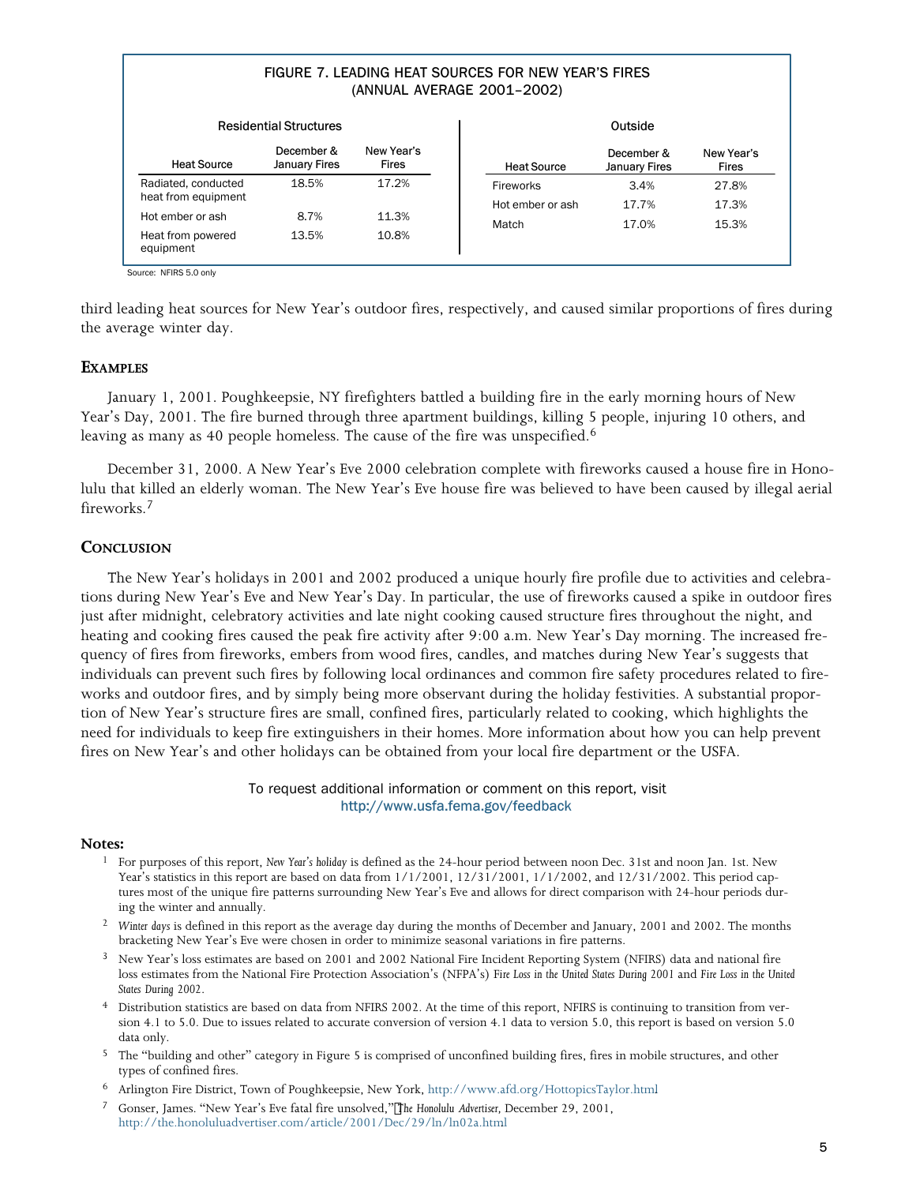FIGURE 7. LEADING HEAT SOURCES FOR NEW YEAR'S FIRES (ANNUAL AVERAGE 2001–2002)

Residential Structures

| Heat Source | December & January Fires | New Year's Fires |
|---|---|---|
| Radiated, conducted heat from equipment | 18.5% | 17.2% |
| Hot ember or ash | 8.7% | 11.3% |
| Heat from powered equipment | 13.5% | 10.8% |

Outside

| Heat Source | December & January Fires | New Year's Fires |
|---|---|---|
| Fireworks | 3.4% | 27.8% |
| Hot ember or ash | 17.7% | 17.3% |
| Match | 17.0% | 15.3% |

Source: NFIRS 5.0 only

third leading heat sources for New Year's outdoor fires, respectively, and caused similar proportions of fires during the average winter day.

## Examples

January 1, 2001. Poughkeepsie, NY firefighters battled a building fire in the early morning hours of New Year's Day, 2001. The fire burned through three apartment buildings, killing 5 people, injuring 10 others, and leaving as many as 40 people homeless. The cause of the fire was unspecified.[6]

December 31, 2000. A New Year's Eve 2000 celebration complete with fireworks caused a house fire in Honolulu that killed an elderly woman. The New Year's Eve house fire was believed to have been caused by illegal aerial fireworks.[7]

## Conclusion

The New Year's holidays in 2001 and 2002 produced a unique hourly fire profile due to activities and celebrations during New Year's Eve and New Year's Day. In particular, the use of fireworks caused a spike in outdoor fires just after midnight, celebratory activities and late night cooking caused structure fires throughout the night, and heating and cooking fires caused the peak fire activity after 9:00 a.m. New Year's Day morning. The increased frequency of fires from fireworks, embers from wood fires, candles, and matches during New Year's suggests that individuals can prevent such fires by following local ordinances and common fire safety procedures related to fireworks and outdoor fires, and by simply being more observant during the holiday festivities. A substantial proportion of New Year's structure fires are small, confined fires, particularly related to cooking, which highlights the need for individuals to keep fire extinguishers in their homes. More information about how you can help prevent fires on New Year's and other holidays can be obtained from your local fire department or the USFA.

To request additional information or comment on this report, visit http://www.usfa.fema.gov/feedback

**Notes:**

1. For purposes of this report, *New Year's holiday* is defined as the 24-hour period between noon Dec. 31st and noon Jan. 1st. New Year's statistics in this report are based on data from 1/1/2001, 12/31/2001, 1/1/2002, and 12/31/2002. This period captures most of the unique fire patterns surrounding New Year's Eve and allows for direct comparison with 24-hour periods during the winter and annually.
2. *Winter days* is defined in this report as the average day during the months of December and January, 2001 and 2002. The months bracketing New Year's Eve were chosen in order to minimize seasonal variations in fire patterns.
3. New Year's loss estimates are based on 2001 and 2002 National Fire Incident Reporting System (NFIRS) data and national fire loss estimates from the National Fire Protection Association's (NFPA's) *Fire Loss in the United States During 2001* and *Fire Loss in the United States During 2002*.
4. Distribution statistics are based on data from NFIRS 2002. At the time of this report, NFIRS is continuing to transition from version 4.1 to 5.0. Due to issues related to accurate conversion of version 4.1 data to version 5.0, this report is based on version 5.0 data only.
5. The "building and other" category in Figure 5 is comprised of unconfined building fires, fires in mobile structures, and other types of confined fires.
6. Arlington Fire District, Town of Poughkeepsie, New York, http://www.afd.org/HottopicsTaylor.html
7. Gonser, James. "New Year's Eve fatal fire unsolved," *The Honolulu Advertiser*, December 29, 2001, http://the.honoluluadvertiser.com/article/2001/Dec/29/ln/ln02a.html